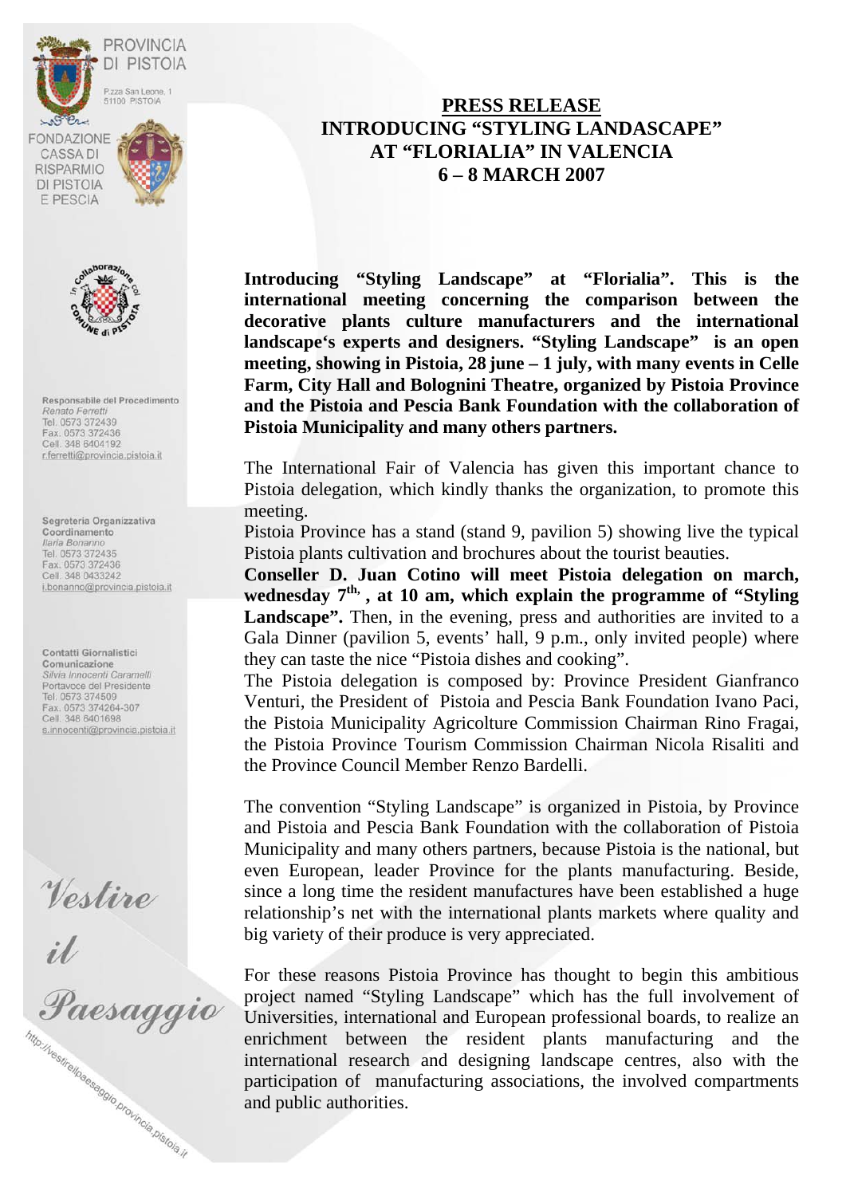PROVINCIA DI PISTOIA

P.zza San Leone, 1
51100 PISTOIA

FONDAZIONE CASSA DI RISPARMIO DI PISTOIA E PESCIA

In collaborazione col COMUNE di PISTOIA

**Responsabile del Procedimento**
*Renato Ferretti*
Tel. 0573 372439
Fax. 0573 372436
Cell. 348 6404192
r.ferretti@provincia.pistoia.it

**Segreteria Organizzativa Coordinamento**
*Ilaria Bonanno*
Tel. 0573 372435
Fax. 0573 372436
Cell. 348 0433242
i.bonanno@provincia.pistoia.it

**Contatti Giornalistici Comunicazione**
*Silvia Innocenti Caramelli*
Portavoce del Presidente
Tel. 0573 374509
Fax. 0573 374264-307
Cell. 348 6401698
s.innocenti@provincia.pistoia.it

*Vestire il Paesaggio*

http://vestireilpaesaggio.provincia.pistoia.it

# PRESS RELEASE
## INTRODUCING "STYLING LANDASCAPE" AT "FLORIALIA" IN VALENCIA 6 – 8 MARCH 2007

**Introducing "Styling Landscape" at "Florialia". This is the international meeting concerning the comparison between the decorative plants culture manufacturers and the international landscape's experts and designers. "Styling Landscape" is an open meeting, showing in Pistoia, 28 june – 1 july, with many events in Celle Farm, City Hall and Bolognini Theatre, organized by Pistoia Province and the Pistoia and Pescia Bank Foundation with the collaboration of Pistoia Municipality and many others partners.**

The International Fair of Valencia has given this important chance to Pistoia delegation, which kindly thanks the organization, to promote this meeting.

Pistoia Province has a stand (stand 9, pavilion 5) showing live the typical Pistoia plants cultivation and brochures about the tourist beauties.

**Conseller D. Juan Cotino will meet Pistoia delegation on march, wednesday 7th, , at 10 am, which explain the programme of "Styling Landscape".** Then, in the evening, press and authorities are invited to a Gala Dinner (pavilion 5, events' hall, 9 p.m., only invited people) where they can taste the nice "Pistoia dishes and cooking".

The Pistoia delegation is composed by: Province President Gianfranco Venturi, the President of Pistoia and Pescia Bank Foundation Ivano Paci, the Pistoia Municipality Agricolture Commission Chairman Rino Fragai, the Pistoia Province Tourism Commission Chairman Nicola Risaliti and the Province Council Member Renzo Bardelli.

The convention "Styling Landscape" is organized in Pistoia, by Province and Pistoia and Pescia Bank Foundation with the collaboration of Pistoia Municipality and many others partners, because Pistoia is the national, but even European, leader Province for the plants manufacturing. Beside, since a long time the resident manufactures have been established a huge relationship's net with the international plants markets where quality and big variety of their produce is very appreciated.

For these reasons Pistoia Province has thought to begin this ambitious project named "Styling Landscape" which has the full involvement of Universities, international and European professional boards, to realize an enrichment between the resident plants manufacturing and the international research and designing landscape centres, also with the participation of manufacturing associations, the involved compartments and public authorities.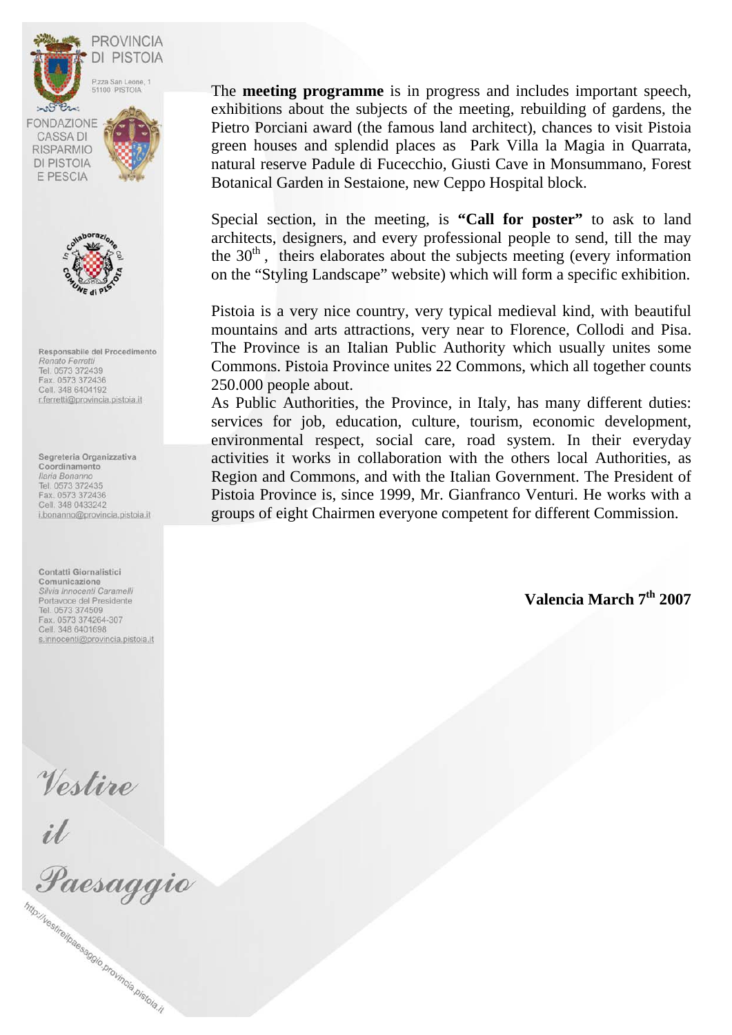PROVINCIA DI PISTOIA

P.zza San Leone, 1
51100 PISTOIA

FONDAZIONE CASSA DI RISPARMIO DI PISTOIA E PESCIA

In Collaborazione col COMUNE di PISTOIA

**Responsabile del Procedimento**
*Renato Ferretti*
Tel. 0573 372439
Fax. 0573 372436
Cell. 348 6404192
r.ferretti@provincia.pistoia.it

**Segreteria Organizzativa Coordinamento**
*Ilaria Bonanno*
Tel. 0573 372435
Fax. 0573 372436
Cell. 348 0433242
i.bonanno@provincia.pistoia.it

**Contatti Giornalistici Comunicazione**
*Silvia Innocenti Caramelli*
Portavoce del Presidente
Tel. 0573 374509
Fax. 0573 374264-307
Cell. 348 6401698
s.innocenti@provincia.pistoia.it

The **meeting programme** is in progress and includes important speech, exhibitions about the subjects of the meeting, rebuilding of gardens, the Pietro Porciani award (the famous land architect), chances to visit Pistoia green houses and splendid places as Park Villa la Magia in Quarrata, natural reserve Padule di Fucecchio, Giusti Cave in Monsummano, Forest Botanical Garden in Sestaione, new Ceppo Hospital block.

Special section, in the meeting, is **"Call for poster"** to ask to land architects, designers, and every professional people to send, till the may the 30th , theirs elaborates about the subjects meeting (every information on the "Styling Landscape" website) which will form a specific exhibition.

Pistoia is a very nice country, very typical medieval kind, with beautiful mountains and arts attractions, very near to Florence, Collodi and Pisa. The Province is an Italian Public Authority which usually unites some Commons. Pistoia Province unites 22 Commons, which all together counts 250.000 people about.
As Public Authorities, the Province, in Italy, has many different duties: services for job, education, culture, tourism, economic development, environmental respect, social care, road system. In their everyday activities it works in collaboration with the others local Authorities, as Region and Commons, and with the Italian Government. The President of Pistoia Province is, since 1999, Mr. Gianfranco Venturi. He works with a groups of eight Chairmen everyone competent for different Commission.

**Valencia March 7th 2007**

*Vestire il Paesaggio*

http://vestireilpaesaggio.provincia.pistoia.it